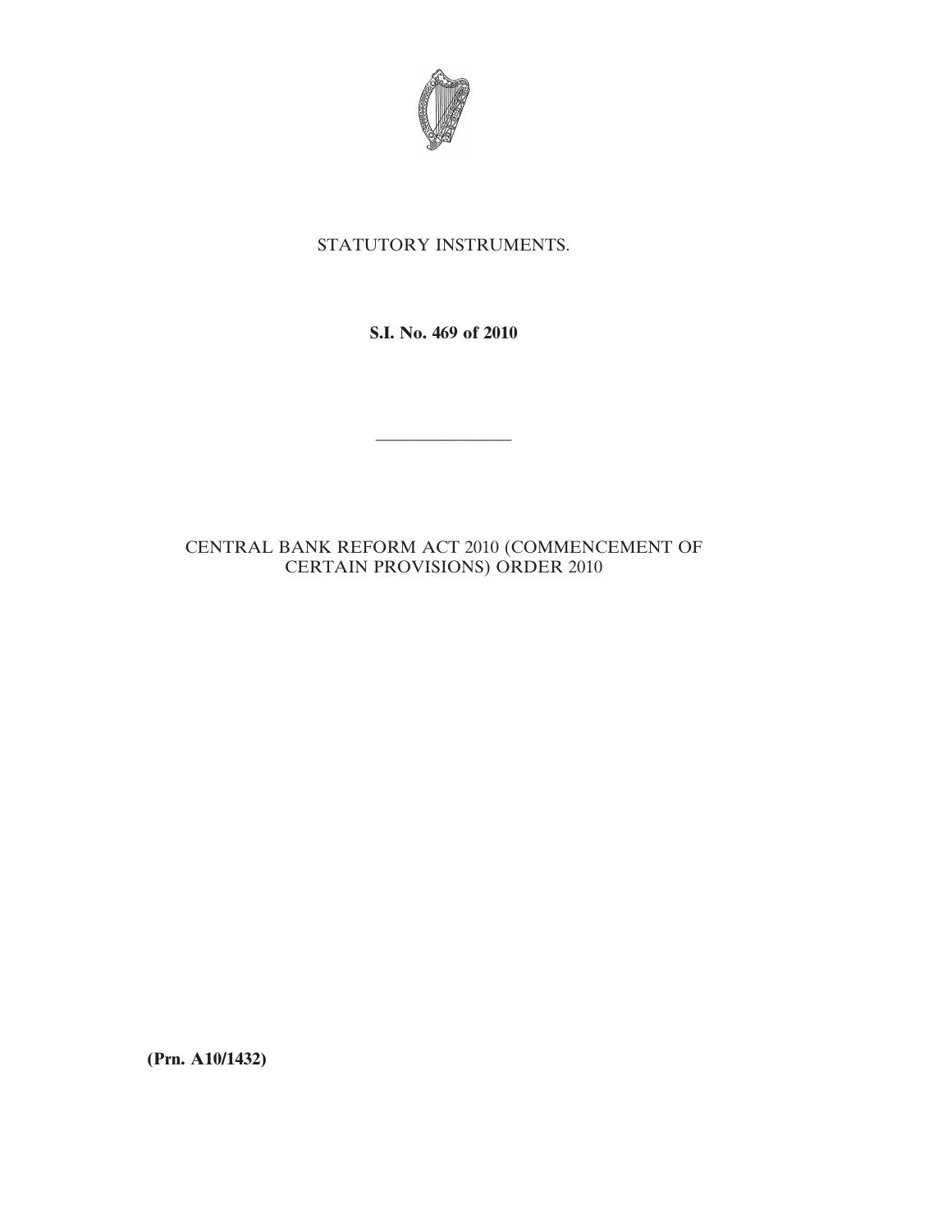STATUTORY INSTRUMENTS.

**S.I. No. 469 of 2010**

---

CENTRAL BANK REFORM ACT 2010 (COMMENCEMENT OF CERTAIN PROVISIONS) ORDER 2010

**(Prn. A10/1432)**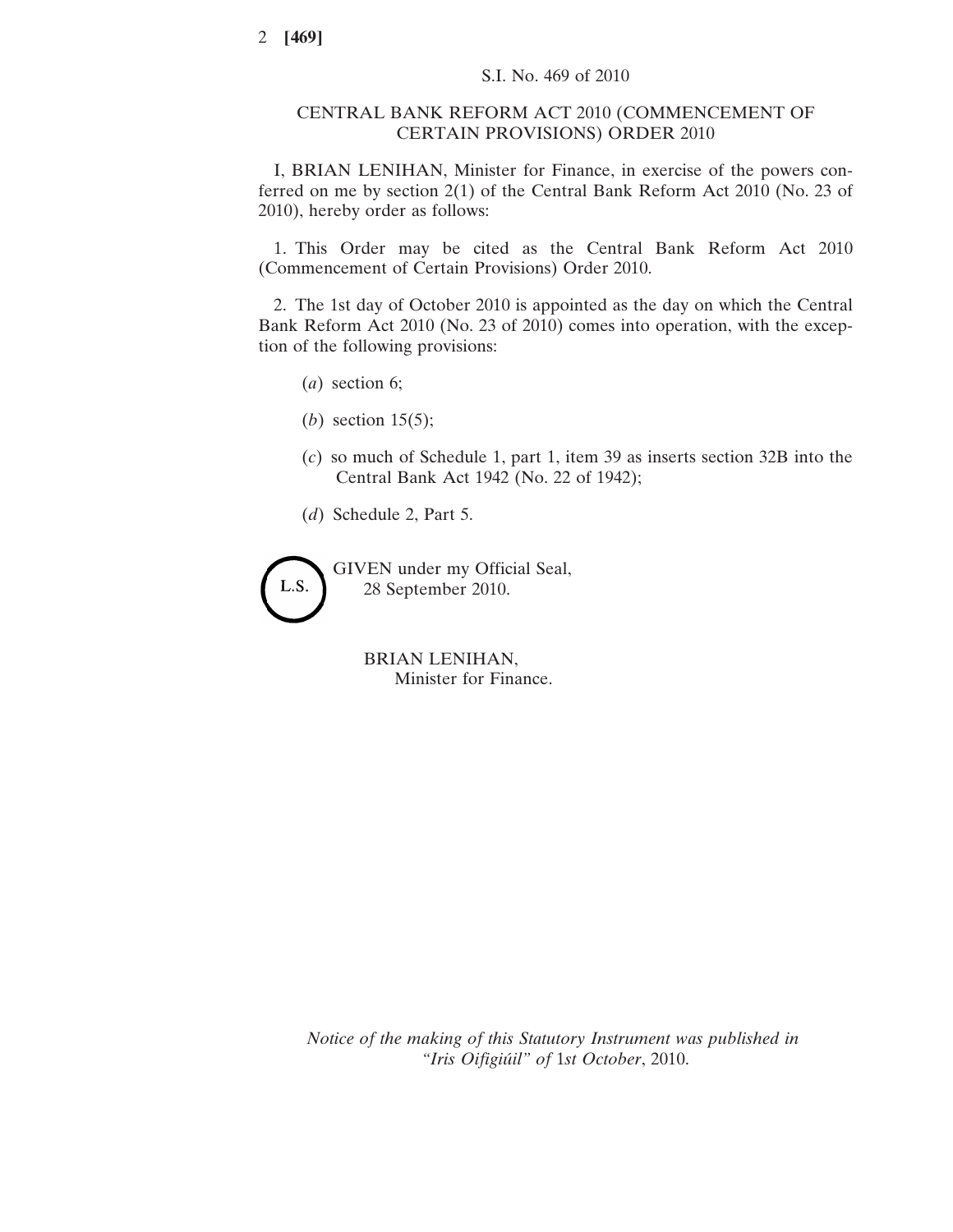S.I. No. 469 of 2010

## CENTRAL BANK REFORM ACT 2010 (COMMENCEMENT OF CERTAIN PROVISIONS) ORDER 2010

I, BRIAN LENIHAN, Minister for Finance, in exercise of the powers conferred on me by section 2(1) of the Central Bank Reform Act 2010 (No. 23 of 2010), hereby order as follows:

1. This Order may be cited as the Central Bank Reform Act 2010 (Commencement of Certain Provisions) Order 2010.

2. The 1st day of October 2010 is appointed as the day on which the Central Bank Reform Act 2010 (No. 23 of 2010) comes into operation, with the exception of the following provisions:

   (*a*) section 6;

   (*b*) section 15(5);

   (*c*) so much of Schedule 1, part 1, item 39 as inserts section 32B into the Central Bank Act 1942 (No. 22 of 1942);

   (*d*) Schedule 2, Part 5.

L.S.

GIVEN under my Official Seal,
28 September 2010.

BRIAN LENIHAN,
Minister for Finance.

*Notice of the making of this Statutory Instrument was published in "Iris Oifigiúil" of* 1*st October*, 2010.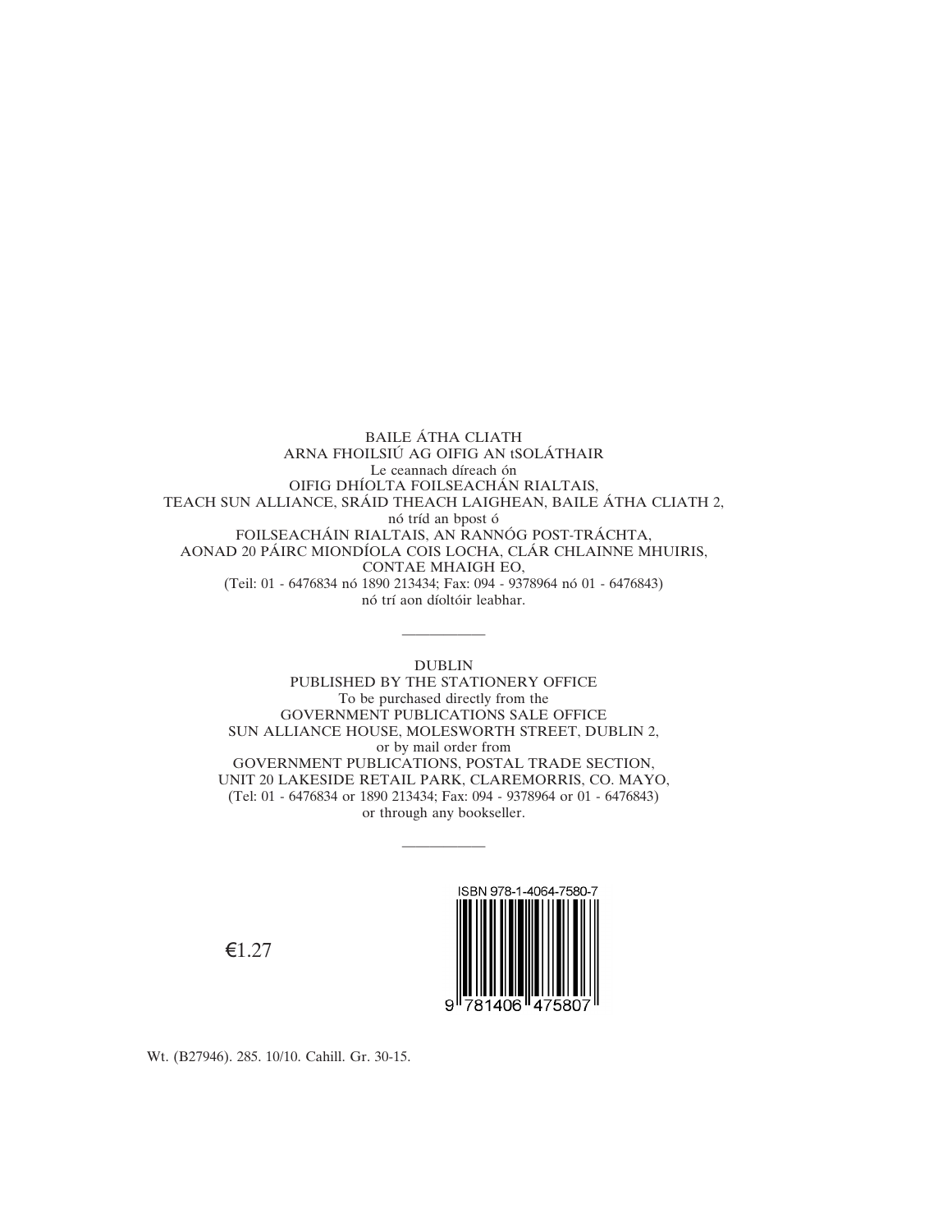BAILE ÁTHA CLIATH
ARNA FHOILSIÚ AG OIFIG AN tSOLÁTHAIR
Le ceannach díreach ón
OIFIG DHÍOLTA FOILSEACHÁN RIALTAIS,
TEACH SUN ALLIANCE, SRÁID THEACH LAIGHEAN, BAILE ÁTHA CLIATH 2,
nó tríd an bpost ó
FOILSEACHÁIN RIALTAIS, AN RANNÓG POST-TRÁCHTA,
AONAD 20 PÁIRC MIONDÍOLA COIS LOCHA, CLÁR CHLAINNE MHUIRIS,
CONTAE MHAIGH EO,
(Teil: 01 - 6476834 nó 1890 213434; Fax: 094 - 9378964 nó 01 - 6476843)
nó trí aon díoltóir leabhar.

---

DUBLIN
PUBLISHED BY THE STATIONERY OFFICE
To be purchased directly from the
GOVERNMENT PUBLICATIONS SALE OFFICE
SUN ALLIANCE HOUSE, MOLESWORTH STREET, DUBLIN 2,
or by mail order from
GOVERNMENT PUBLICATIONS, POSTAL TRADE SECTION,
UNIT 20 LAKESIDE RETAIL PARK, CLAREMORRIS, CO. MAYO,
(Tel: 01 - 6476834 or 1890 213434; Fax: 094 - 9378964 or 01 - 6476843)
or through any bookseller.

---

ISBN 978-1-4064-7580-7

9 781406 475807

€1.27

Wt. (B27946). 285. 10/10. Cahill. Gr. 30-15.